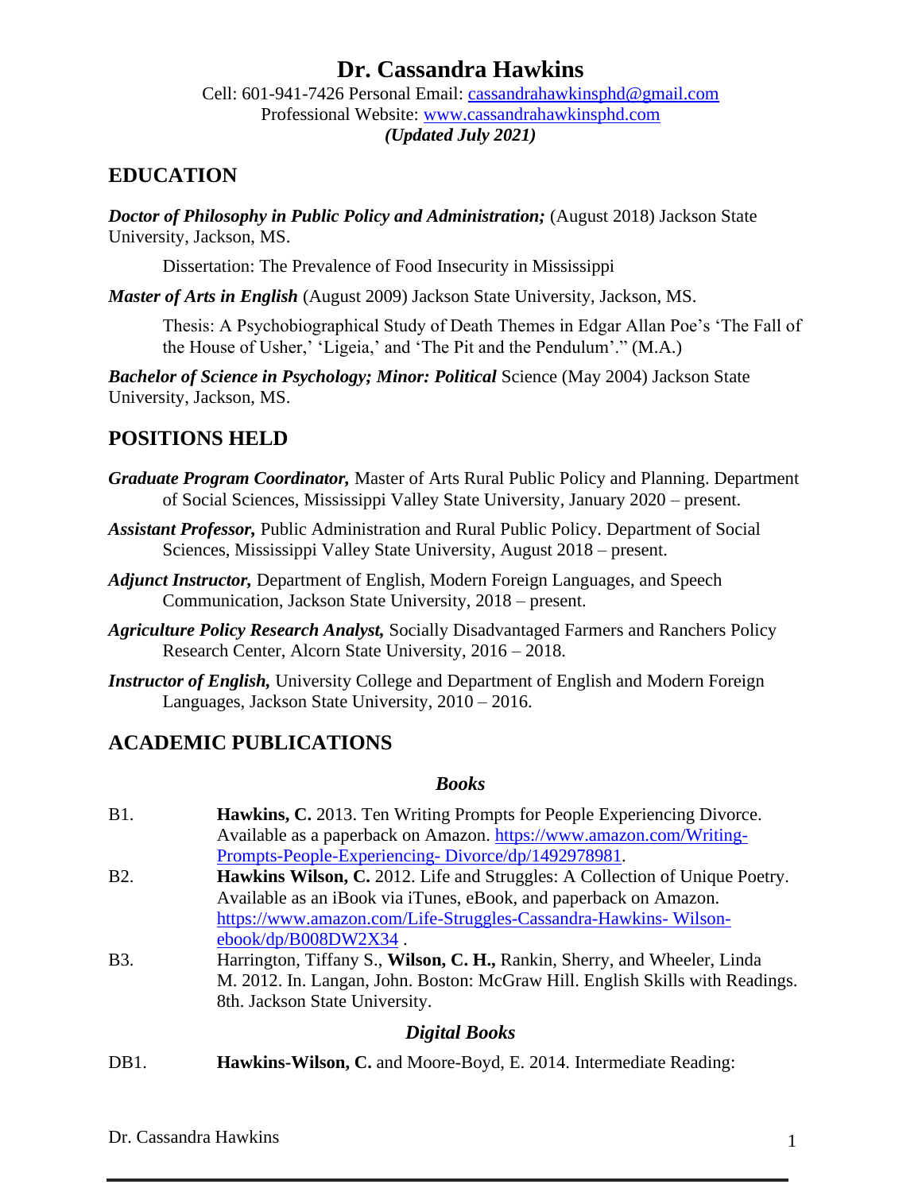# Dr. Cassandra Hawkins

Cell: 601-941-7426 Personal Email: cassandrahawkinsphd@gmail.com
Professional Website: www.cassandrahawkinsphd.com
***(Updated July 2021)***

## EDUCATION

***Doctor of Philosophy in Public Policy and Administration;*** (August 2018) Jackson State University, Jackson, MS.

Dissertation: The Prevalence of Food Insecurity in Mississippi

***Master of Arts in English*** (August 2009) Jackson State University, Jackson, MS.

Thesis: A Psychobiographical Study of Death Themes in Edgar Allan Poe's 'The Fall of the House of Usher,' 'Ligeia,' and 'The Pit and the Pendulum'." (M.A.)

***Bachelor of Science in Psychology; Minor: Political*** Science (May 2004) Jackson State University, Jackson, MS.

## POSITIONS HELD

***Graduate Program Coordinator,*** Master of Arts Rural Public Policy and Planning. Department of Social Sciences, Mississippi Valley State University, January 2020 – present.

***Assistant Professor,*** Public Administration and Rural Public Policy. Department of Social Sciences, Mississippi Valley State University, August 2018 – present.

***Adjunct Instructor,*** Department of English, Modern Foreign Languages, and Speech Communication, Jackson State University, 2018 – present.

***Agriculture Policy Research Analyst,*** Socially Disadvantaged Farmers and Ranchers Policy Research Center, Alcorn State University, 2016 – 2018.

***Instructor of English,*** University College and Department of English and Modern Foreign Languages, Jackson State University, 2010 – 2016.

## ACADEMIC PUBLICATIONS

### *Books*

B1. **Hawkins, C.** 2013. Ten Writing Prompts for People Experiencing Divorce. Available as a paperback on Amazon. https://www.amazon.com/Writing-Prompts-People-Experiencing- Divorce/dp/1492978981.

B2. **Hawkins Wilson, C.** 2012. Life and Struggles: A Collection of Unique Poetry. Available as an iBook via iTunes, eBook, and paperback on Amazon. https://www.amazon.com/Life-Struggles-Cassandra-Hawkins- Wilson-ebook/dp/B008DW2X34 .

B3. Harrington, Tiffany S., **Wilson, C. H.,** Rankin, Sherry, and Wheeler, Linda M. 2012. In. Langan, John. Boston: McGraw Hill. English Skills with Readings. 8th. Jackson State University.

### *Digital Books*

DB1. **Hawkins-Wilson, C.** and Moore-Boyd, E. 2014. Intermediate Reading: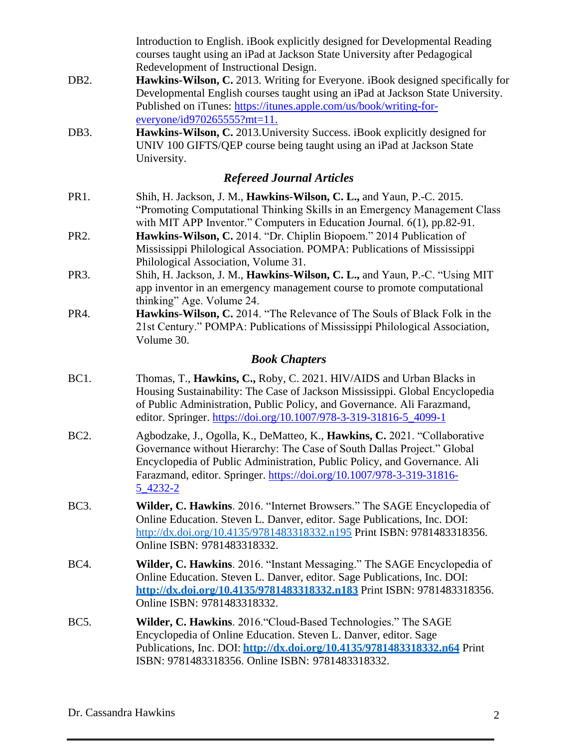Introduction to English. iBook explicitly designed for Developmental Reading courses taught using an iPad at Jackson State University after Pedagogical Redevelopment of Instructional Design.

DB2. **Hawkins-Wilson, C.** 2013. Writing for Everyone. iBook designed specifically for Developmental English courses taught using an iPad at Jackson State University. Published on iTunes: https://itunes.apple.com/us/book/writing-for-everyone/id970265555?mt=11.

DB3. **Hawkins-Wilson, C.** 2013.University Success. iBook explicitly designed for UNIV 100 GIFTS/QEP course being taught using an iPad at Jackson State University.

### *Refereed Journal Articles*

PR1. Shih, H. Jackson, J. M., **Hawkins-Wilson, C. L.,** and Yaun, P.-C. 2015. "Promoting Computational Thinking Skills in an Emergency Management Class with MIT APP Inventor." Computers in Education Journal. 6(1), pp.82-91.

PR2. **Hawkins-Wilson, C.** 2014. "Dr. Chiplin Biopoem." 2014 Publication of Mississippi Philological Association. POMPA: Publications of Mississippi Philological Association, Volume 31.

PR3. Shih, H. Jackson, J. M., **Hawkins-Wilson, C. L.,** and Yaun, P.-C. "Using MIT app inventor in an emergency management course to promote computational thinking" Age. Volume 24.

PR4. **Hawkins-Wilson, C.** 2014. "The Relevance of The Souls of Black Folk in the 21st Century." POMPA: Publications of Mississippi Philological Association, Volume 30.

### *Book Chapters*

BC1. Thomas, T., **Hawkins, C.,** Roby, C. 2021. HIV/AIDS and Urban Blacks in Housing Sustainability: The Case of Jackson Mississippi. Global Encyclopedia of Public Administration, Public Policy, and Governance. Ali Farazmand, editor. Springer. https://doi.org/10.1007/978-3-319-31816-5_4099-1

BC2. Agbodzake, J., Ogolla, K., DeMatteo, K., **Hawkins, C.** 2021. "Collaborative Governance without Hierarchy: The Case of South Dallas Project." Global Encyclopedia of Public Administration, Public Policy, and Governance. Ali Farazmand, editor. Springer. https://doi.org/10.1007/978-3-319-31816-5_4232-2

BC3. **Wilder, C. Hawkins**. 2016. "Internet Browsers." The SAGE Encyclopedia of Online Education. Steven L. Danver, editor. Sage Publications, Inc. DOI: http://dx.doi.org/10.4135/9781483318332.n195 Print ISBN: 9781483318356. Online ISBN: 9781483318332.

BC4. **Wilder, C. Hawkins**. 2016. "Instant Messaging." The SAGE Encyclopedia of Online Education. Steven L. Danver, editor. Sage Publications, Inc. DOI: **http://dx.doi.org/10.4135/9781483318332.n183** Print ISBN: 9781483318356. Online ISBN: 9781483318332.

BC5. **Wilder, C. Hawkins**. 2016."Cloud-Based Technologies." The SAGE Encyclopedia of Online Education. Steven L. Danver, editor. Sage Publications, Inc. DOI: **http://dx.doi.org/10.4135/9781483318332.n64** Print ISBN: 9781483318356. Online ISBN: 9781483318332.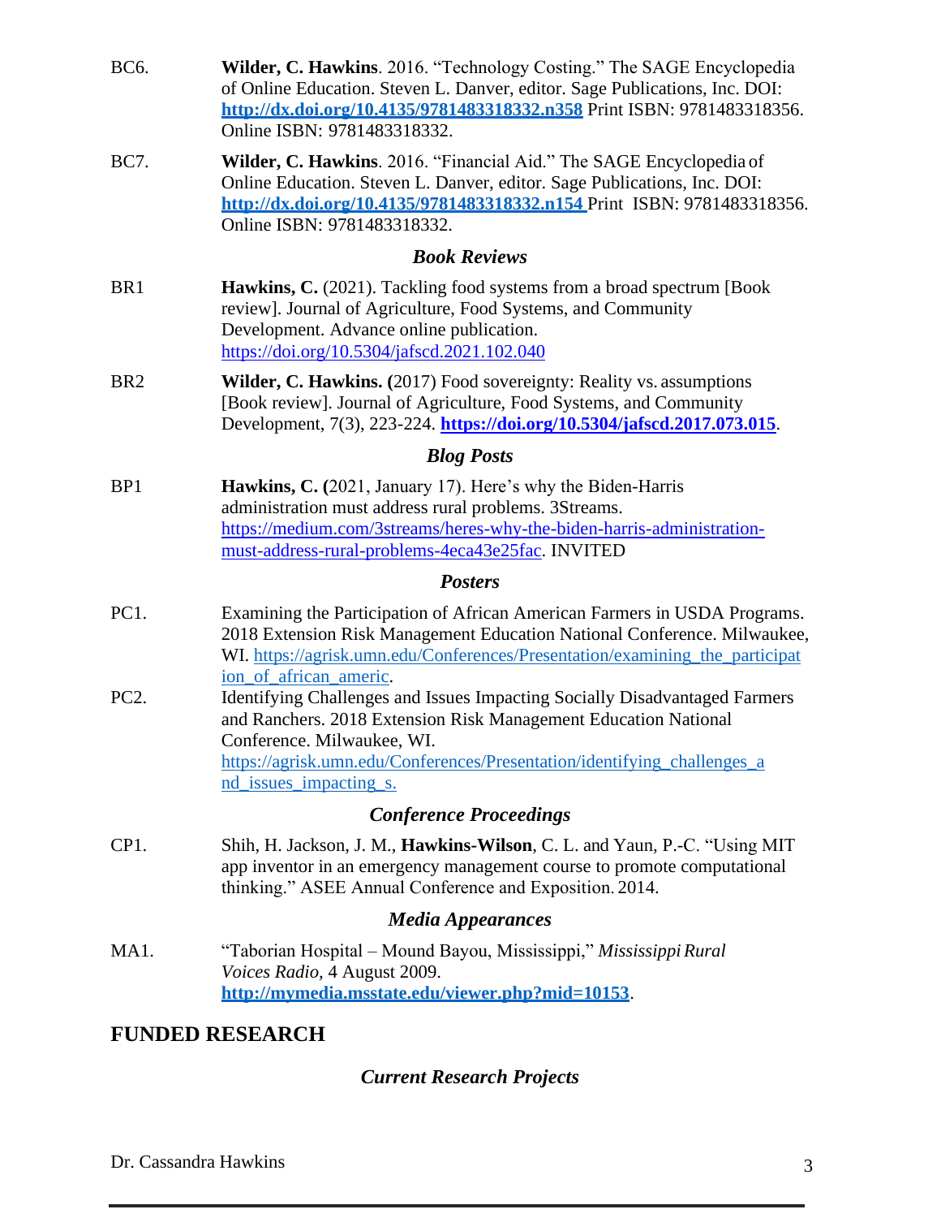BC6. **Wilder, C. Hawkins**. 2016. “Technology Costing.” The SAGE Encyclopedia of Online Education. Steven L. Danver, editor. Sage Publications, Inc. DOI: **http://dx.doi.org/10.4135/9781483318332.n358** Print ISBN: 9781483318356. Online ISBN: 9781483318332.

BC7. **Wilder, C. Hawkins**. 2016. “Financial Aid.” The SAGE Encyclopedia of Online Education. Steven L. Danver, editor. Sage Publications, Inc. DOI: **http://dx.doi.org/10.4135/9781483318332.n154** Print ISBN: 9781483318356. Online ISBN: 9781483318332.

### *Book Reviews*

BR1 **Hawkins, C.** (2021). Tackling food systems from a broad spectrum [Book review]. Journal of Agriculture, Food Systems, and Community Development. Advance online publication. https://doi.org/10.5304/jafscd.2021.102.040

BR2 **Wilder, C. Hawkins. (**2017) Food sovereignty: Reality vs. assumptions [Book review]. Journal of Agriculture, Food Systems, and Community Development, 7(3), 223-224. **https://doi.org/10.5304/jafscd.2017.073.015**.

### *Blog Posts*

BP1 **Hawkins, C. (**2021, January 17). Here’s why the Biden-Harris administration must address rural problems. 3Streams. https://medium.com/3streams/heres-why-the-biden-harris-administration-must-address-rural-problems-4eca43e25fac. INVITED

### *Posters*

PC1. Examining the Participation of African American Farmers in USDA Programs. 2018 Extension Risk Management Education National Conference. Milwaukee, WI. https://agrisk.umn.edu/Conferences/Presentation/examining_the_participation_of_african_americ.

PC2. Identifying Challenges and Issues Impacting Socially Disadvantaged Farmers and Ranchers. 2018 Extension Risk Management Education National Conference. Milwaukee, WI. https://agrisk.umn.edu/Conferences/Presentation/identifying_challenges_and_issues_impacting_s.

### *Conference Proceedings*

CP1. Shih, H. Jackson, J. M., **Hawkins-Wilson**, C. L. and Yaun, P.-C. “Using MIT app inventor in an emergency management course to promote computational thinking.” ASEE Annual Conference and Exposition. 2014.

### *Media Appearances*

MA1. “Taborian Hospital – Mound Bayou, Mississippi,” *Mississippi Rural Voices Radio*, 4 August 2009. **http://mymedia.msstate.edu/viewer.php?mid=10153**.

## FUNDED RESEARCH

### *Current Research Projects*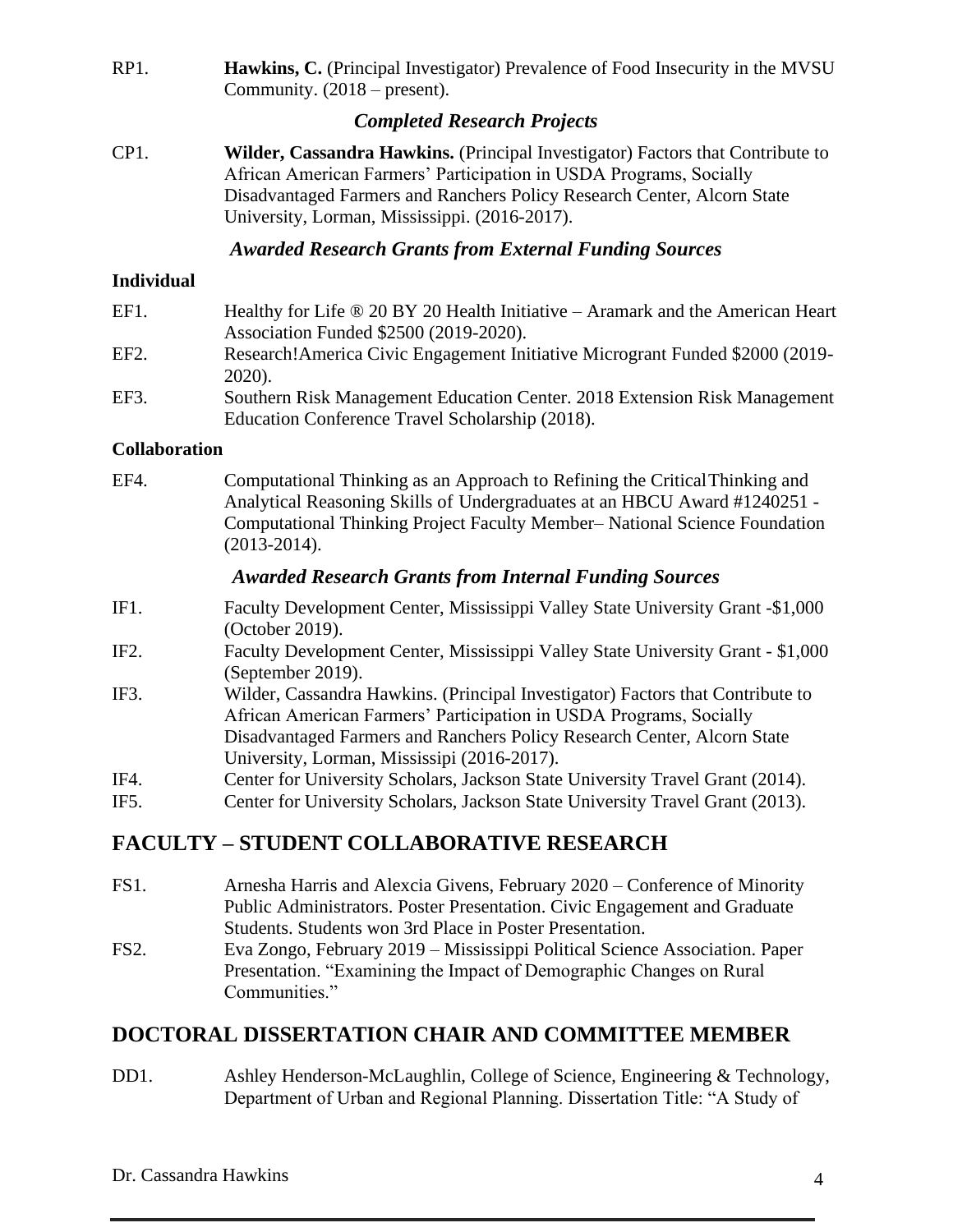RP1. **Hawkins, C.** (Principal Investigator) Prevalence of Food Insecurity in the MVSU Community. (2018 – present).

### *Completed Research Projects*

CP1. **Wilder, Cassandra Hawkins.** (Principal Investigator) Factors that Contribute to African American Farmers' Participation in USDA Programs, Socially Disadvantaged Farmers and Ranchers Policy Research Center, Alcorn State University, Lorman, Mississippi. (2016-2017).

### *Awarded Research Grants from External Funding Sources*

**Individual**

EF1. Healthy for Life ® 20 BY 20 Health Initiative – Aramark and the American Heart Association Funded $2500 (2019-2020).

EF2. Research!America Civic Engagement Initiative Microgrant Funded $2000 (2019-2020).

EF3. Southern Risk Management Education Center. 2018 Extension Risk Management Education Conference Travel Scholarship (2018).

**Collaboration**

EF4. Computational Thinking as an Approach to Refining the Critical Thinking and Analytical Reasoning Skills of Undergraduates at an HBCU Award #1240251 - Computational Thinking Project Faculty Member– National Science Foundation (2013-2014).

### *Awarded Research Grants from Internal Funding Sources*

IF1. Faculty Development Center, Mississippi Valley State University Grant -$1,000 (October 2019).

IF2. Faculty Development Center, Mississippi Valley State University Grant - $1,000 (September 2019).

IF3. Wilder, Cassandra Hawkins. (Principal Investigator) Factors that Contribute to African American Farmers' Participation in USDA Programs, Socially Disadvantaged Farmers and Ranchers Policy Research Center, Alcorn State University, Lorman, Mississipi (2016-2017).

IF4. Center for University Scholars, Jackson State University Travel Grant (2014).

IF5. Center for University Scholars, Jackson State University Travel Grant (2013).

## FACULTY – STUDENT COLLABORATIVE RESEARCH

FS1. Arnesha Harris and Alexcia Givens, February 2020 – Conference of Minority Public Administrators. Poster Presentation. Civic Engagement and Graduate Students. Students won 3rd Place in Poster Presentation.

FS2. Eva Zongo, February 2019 – Mississippi Political Science Association. Paper Presentation. "Examining the Impact of Demographic Changes on Rural Communities."

## DOCTORAL DISSERTATION CHAIR AND COMMITTEE MEMBER

DD1. Ashley Henderson-McLaughlin, College of Science, Engineering & Technology, Department of Urban and Regional Planning. Dissertation Title: "A Study of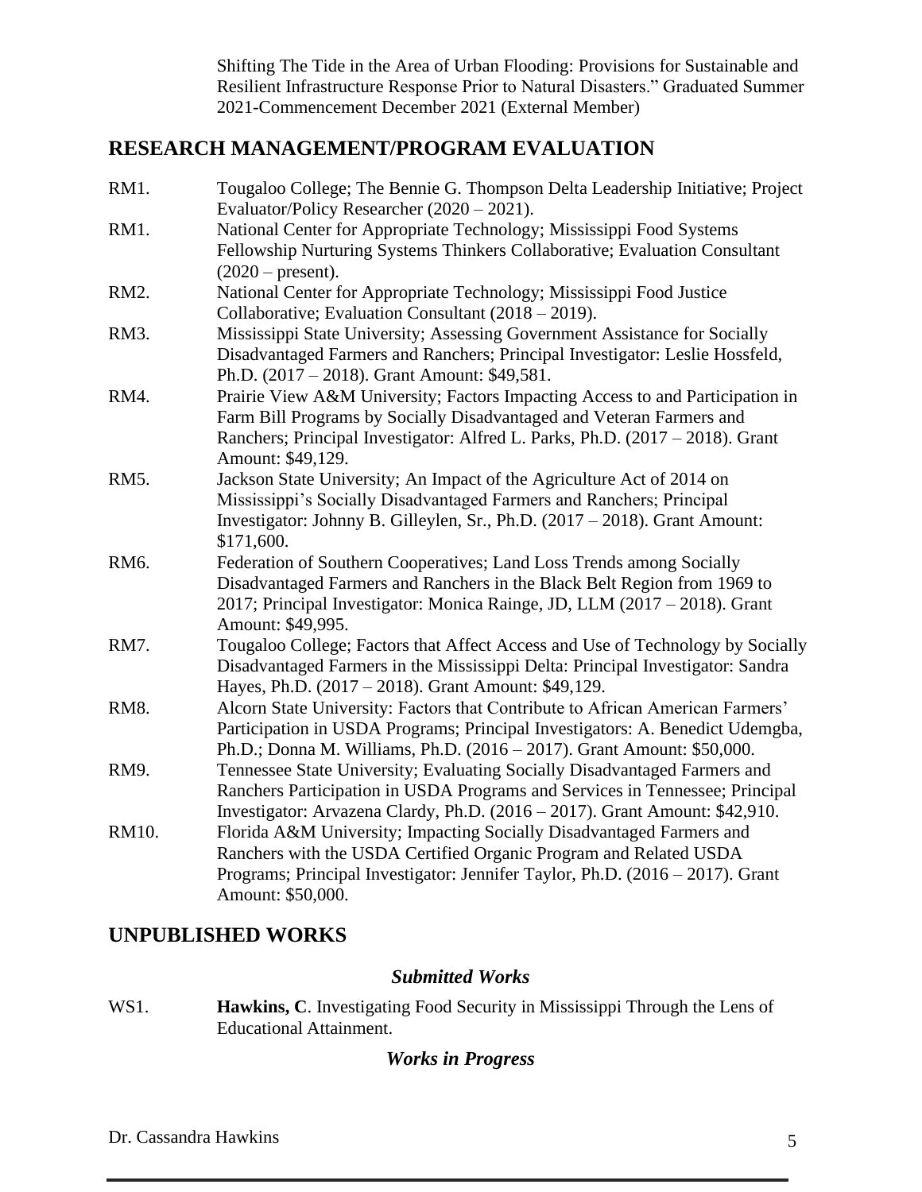Shifting The Tide in the Area of Urban Flooding: Provisions for Sustainable and Resilient Infrastructure Response Prior to Natural Disasters." Graduated Summer 2021-Commencement December 2021 (External Member)

## RESEARCH MANAGEMENT/PROGRAM EVALUATION

RM1. Tougaloo College; The Bennie G. Thompson Delta Leadership Initiative; Project Evaluator/Policy Researcher (2020 – 2021).

RM1. National Center for Appropriate Technology; Mississippi Food Systems Fellowship Nurturing Systems Thinkers Collaborative; Evaluation Consultant (2020 – present).

RM2. National Center for Appropriate Technology; Mississippi Food Justice Collaborative; Evaluation Consultant (2018 – 2019).

RM3. Mississippi State University; Assessing Government Assistance for Socially Disadvantaged Farmers and Ranchers; Principal Investigator: Leslie Hossfeld, Ph.D. (2017 – 2018). Grant Amount: $49,581.

RM4. Prairie View A&M University; Factors Impacting Access to and Participation in Farm Bill Programs by Socially Disadvantaged and Veteran Farmers and Ranchers; Principal Investigator: Alfred L. Parks, Ph.D. (2017 – 2018). Grant Amount: $49,129.

RM5. Jackson State University; An Impact of the Agriculture Act of 2014 on Mississippi's Socially Disadvantaged Farmers and Ranchers; Principal Investigator: Johnny B. Gilleylen, Sr., Ph.D. (2017 – 2018). Grant Amount: $171,600.

RM6. Federation of Southern Cooperatives; Land Loss Trends among Socially Disadvantaged Farmers and Ranchers in the Black Belt Region from 1969 to 2017; Principal Investigator: Monica Rainge, JD, LLM (2017 – 2018). Grant Amount: $49,995.

RM7. Tougaloo College; Factors that Affect Access and Use of Technology by Socially Disadvantaged Farmers in the Mississippi Delta: Principal Investigator: Sandra Hayes, Ph.D. (2017 – 2018). Grant Amount: $49,129.

RM8. Alcorn State University: Factors that Contribute to African American Farmers' Participation in USDA Programs; Principal Investigators: A. Benedict Udemgba, Ph.D.; Donna M. Williams, Ph.D. (2016 – 2017). Grant Amount: $50,000.

RM9. Tennessee State University; Evaluating Socially Disadvantaged Farmers and Ranchers Participation in USDA Programs and Services in Tennessee; Principal Investigator: Arvazena Clardy, Ph.D. (2016 – 2017). Grant Amount: $42,910.

RM10. Florida A&M University; Impacting Socially Disadvantaged Farmers and Ranchers with the USDA Certified Organic Program and Related USDA Programs; Principal Investigator: Jennifer Taylor, Ph.D. (2016 – 2017). Grant Amount: $50,000.

## UNPUBLISHED WORKS

### *Submitted Works*

WS1. **Hawkins, C**. Investigating Food Security in Mississippi Through the Lens of Educational Attainment.

### *Works in Progress*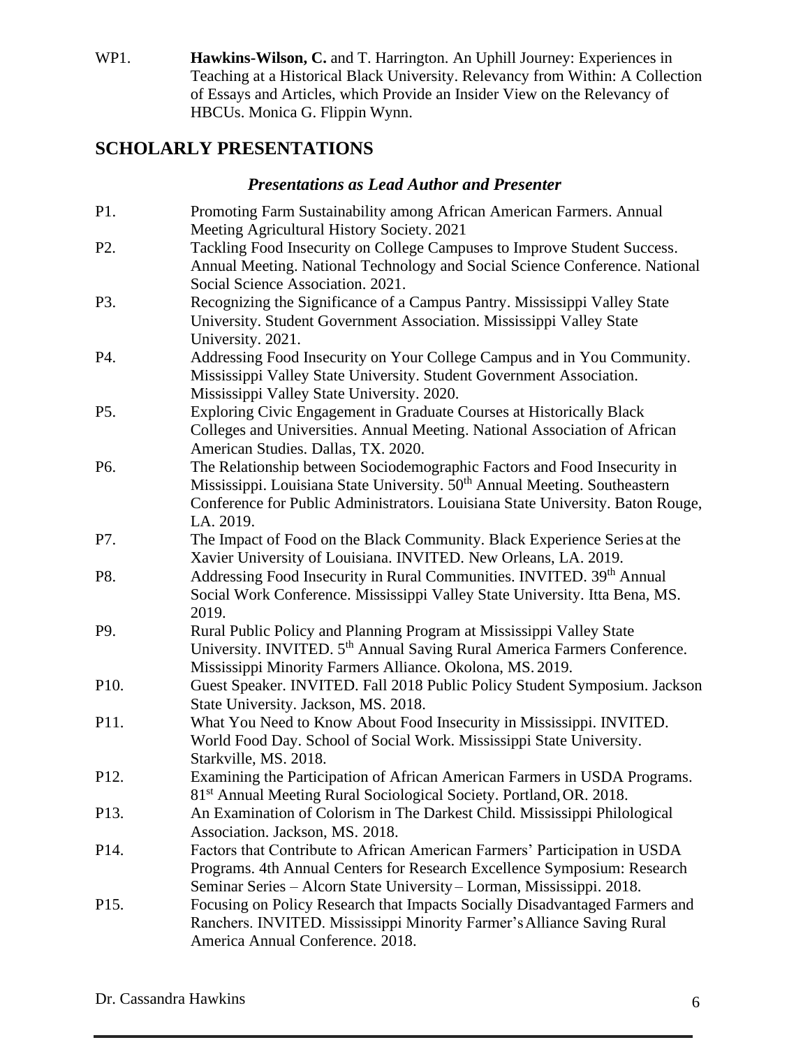WP1. **Hawkins-Wilson, C.** and T. Harrington. An Uphill Journey: Experiences in Teaching at a Historical Black University. Relevancy from Within: A Collection of Essays and Articles, which Provide an Insider View on the Relevancy of HBCUs. Monica G. Flippin Wynn.

## SCHOLARLY PRESENTATIONS

### *Presentations as Lead Author and Presenter*

P1. Promoting Farm Sustainability among African American Farmers. Annual Meeting Agricultural History Society. 2021

P2. Tackling Food Insecurity on College Campuses to Improve Student Success. Annual Meeting. National Technology and Social Science Conference. National Social Science Association. 2021.

P3. Recognizing the Significance of a Campus Pantry. Mississippi Valley State University. Student Government Association. Mississippi Valley State University. 2021.

P4. Addressing Food Insecurity on Your College Campus and in You Community. Mississippi Valley State University. Student Government Association. Mississippi Valley State University. 2020.

P5. Exploring Civic Engagement in Graduate Courses at Historically Black Colleges and Universities. Annual Meeting. National Association of African American Studies. Dallas, TX. 2020.

P6. The Relationship between Sociodemographic Factors and Food Insecurity in Mississippi. Louisiana State University. 50th Annual Meeting. Southeastern Conference for Public Administrators. Louisiana State University. Baton Rouge, LA. 2019.

P7. The Impact of Food on the Black Community. Black Experience Series at the Xavier University of Louisiana. INVITED. New Orleans, LA. 2019.

P8. Addressing Food Insecurity in Rural Communities. INVITED. 39th Annual Social Work Conference. Mississippi Valley State University. Itta Bena, MS. 2019.

P9. Rural Public Policy and Planning Program at Mississippi Valley State University. INVITED. 5th Annual Saving Rural America Farmers Conference. Mississippi Minority Farmers Alliance. Okolona, MS. 2019.

P10. Guest Speaker. INVITED. Fall 2018 Public Policy Student Symposium. Jackson State University. Jackson, MS. 2018.

P11. What You Need to Know About Food Insecurity in Mississippi. INVITED. World Food Day. School of Social Work. Mississippi State University. Starkville, MS. 2018.

P12. Examining the Participation of African American Farmers in USDA Programs. 81st Annual Meeting Rural Sociological Society. Portland, OR. 2018.

P13. An Examination of Colorism in The Darkest Child. Mississippi Philological Association. Jackson, MS. 2018.

P14. Factors that Contribute to African American Farmers' Participation in USDA Programs. 4th Annual Centers for Research Excellence Symposium: Research Seminar Series – Alcorn State University – Lorman, Mississippi. 2018.

P15. Focusing on Policy Research that Impacts Socially Disadvantaged Farmers and Ranchers. INVITED. Mississippi Minority Farmer's Alliance Saving Rural America Annual Conference. 2018.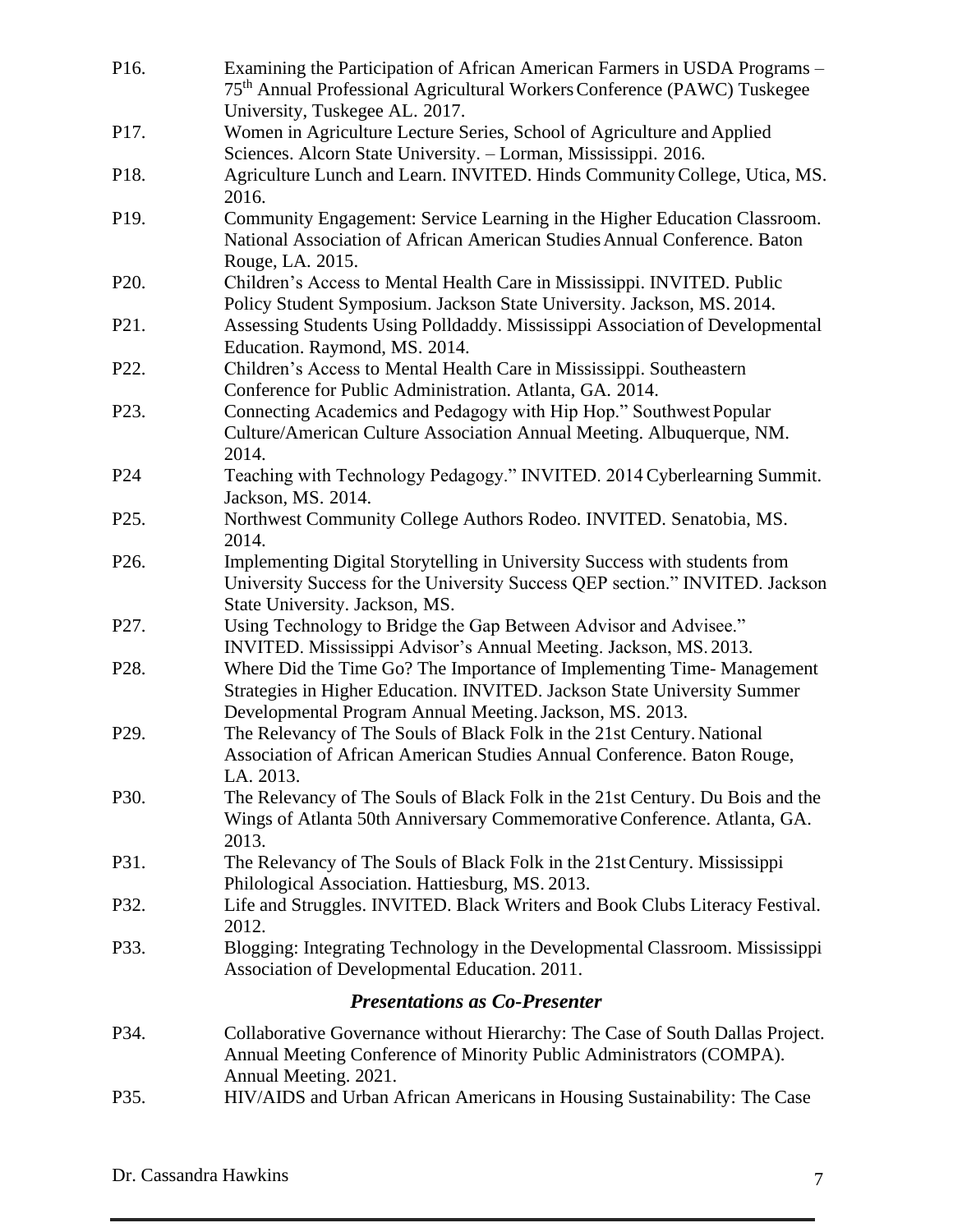P16. Examining the Participation of African American Farmers in USDA Programs – 75th Annual Professional Agricultural Workers Conference (PAWC) Tuskegee University, Tuskegee AL. 2017.

P17. Women in Agriculture Lecture Series, School of Agriculture and Applied Sciences. Alcorn State University. – Lorman, Mississippi. 2016.

P18. Agriculture Lunch and Learn. INVITED. Hinds Community College, Utica, MS. 2016.

P19. Community Engagement: Service Learning in the Higher Education Classroom. National Association of African American Studies Annual Conference. Baton Rouge, LA. 2015.

P20. Children's Access to Mental Health Care in Mississippi. INVITED. Public Policy Student Symposium. Jackson State University. Jackson, MS. 2014.

P21. Assessing Students Using Polldaddy. Mississippi Association of Developmental Education. Raymond, MS. 2014.

P22. Children's Access to Mental Health Care in Mississippi. Southeastern Conference for Public Administration. Atlanta, GA. 2014.

P23. Connecting Academics and Pedagogy with Hip Hop." Southwest Popular Culture/American Culture Association Annual Meeting. Albuquerque, NM. 2014.

P24 Teaching with Technology Pedagogy." INVITED. 2014 Cyberlearning Summit. Jackson, MS. 2014.

P25. Northwest Community College Authors Rodeo. INVITED. Senatobia, MS. 2014.

P26. Implementing Digital Storytelling in University Success with students from University Success for the University Success QEP section." INVITED. Jackson State University. Jackson, MS.

P27. Using Technology to Bridge the Gap Between Advisor and Advisee." INVITED. Mississippi Advisor's Annual Meeting. Jackson, MS. 2013.

P28. Where Did the Time Go? The Importance of Implementing Time- Management Strategies in Higher Education. INVITED. Jackson State University Summer Developmental Program Annual Meeting. Jackson, MS. 2013.

P29. The Relevancy of The Souls of Black Folk in the 21st Century. National Association of African American Studies Annual Conference. Baton Rouge, LA. 2013.

P30. The Relevancy of The Souls of Black Folk in the 21st Century. Du Bois and the Wings of Atlanta 50th Anniversary Commemorative Conference. Atlanta, GA. 2013.

P31. The Relevancy of The Souls of Black Folk in the 21st Century. Mississippi Philological Association. Hattiesburg, MS. 2013.

P32. Life and Struggles. INVITED. Black Writers and Book Clubs Literacy Festival. 2012.

P33. Blogging: Integrating Technology in the Developmental Classroom. Mississippi Association of Developmental Education. 2011.

### *Presentations as Co-Presenter*

P34. Collaborative Governance without Hierarchy: The Case of South Dallas Project. Annual Meeting Conference of Minority Public Administrators (COMPA). Annual Meeting. 2021.

P35. HIV/AIDS and Urban African Americans in Housing Sustainability: The Case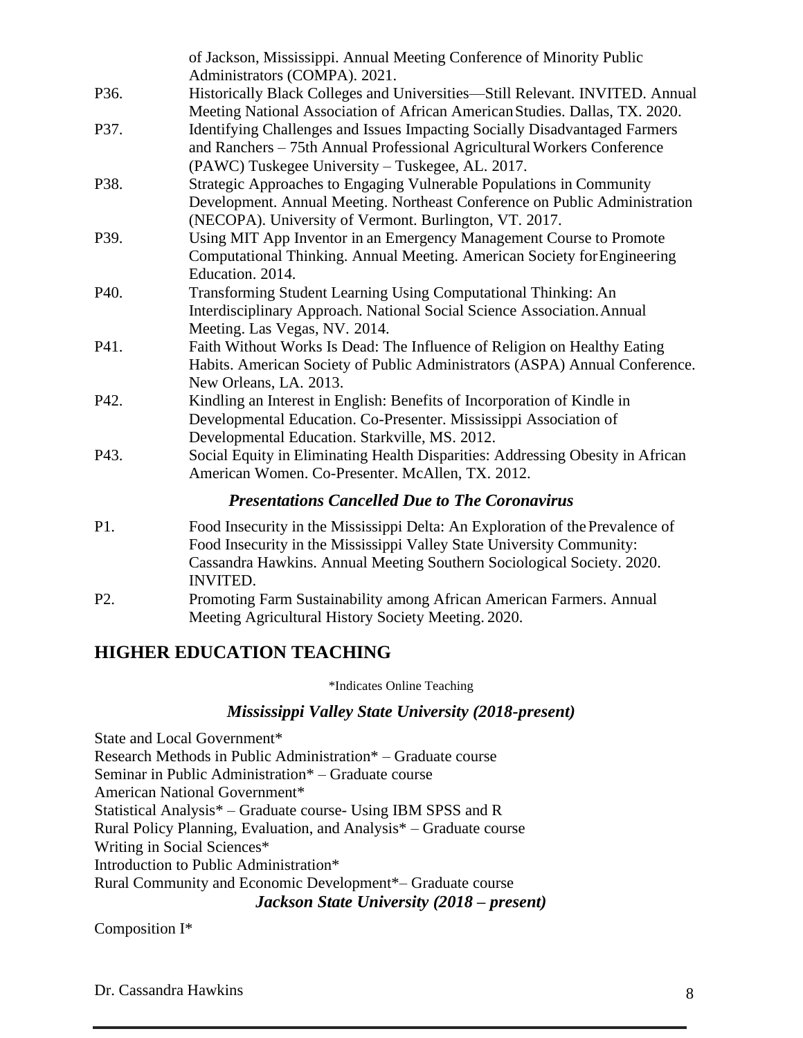of Jackson, Mississippi. Annual Meeting Conference of Minority Public Administrators (COMPA). 2021.

P36. Historically Black Colleges and Universities—Still Relevant. INVITED. Annual Meeting National Association of African American Studies. Dallas, TX. 2020.

P37. Identifying Challenges and Issues Impacting Socially Disadvantaged Farmers and Ranchers – 75th Annual Professional Agricultural Workers Conference (PAWC) Tuskegee University – Tuskegee, AL. 2017.

P38. Strategic Approaches to Engaging Vulnerable Populations in Community Development. Annual Meeting. Northeast Conference on Public Administration (NECOPA). University of Vermont. Burlington, VT. 2017.

P39. Using MIT App Inventor in an Emergency Management Course to Promote Computational Thinking. Annual Meeting. American Society for Engineering Education. 2014.

P40. Transforming Student Learning Using Computational Thinking: An Interdisciplinary Approach. National Social Science Association. Annual Meeting. Las Vegas, NV. 2014.

P41. Faith Without Works Is Dead: The Influence of Religion on Healthy Eating Habits. American Society of Public Administrators (ASPA) Annual Conference. New Orleans, LA. 2013.

P42. Kindling an Interest in English: Benefits of Incorporation of Kindle in Developmental Education. Co-Presenter. Mississippi Association of Developmental Education. Starkville, MS. 2012.

P43. Social Equity in Eliminating Health Disparities: Addressing Obesity in African American Women. Co-Presenter. McAllen, TX. 2012.

### *Presentations Cancelled Due to The Coronavirus*

P1. Food Insecurity in the Mississippi Delta: An Exploration of the Prevalence of Food Insecurity in the Mississippi Valley State University Community: Cassandra Hawkins. Annual Meeting Southern Sociological Society. 2020. INVITED.

P2. Promoting Farm Sustainability among African American Farmers. Annual Meeting Agricultural History Society Meeting. 2020.

## HIGHER EDUCATION TEACHING

*Indicates Online Teaching

### *Mississippi Valley State University (2018-present)*

State and Local Government*
Research Methods in Public Administration* – Graduate course
Seminar in Public Administration* – Graduate course
American National Government*
Statistical Analysis* – Graduate course- Using IBM SPSS and R
Rural Policy Planning, Evaluation, and Analysis* – Graduate course
Writing in Social Sciences*
Introduction to Public Administration*
Rural Community and Economic Development*– Graduate course

### *Jackson State University (2018 – present)*

Composition I*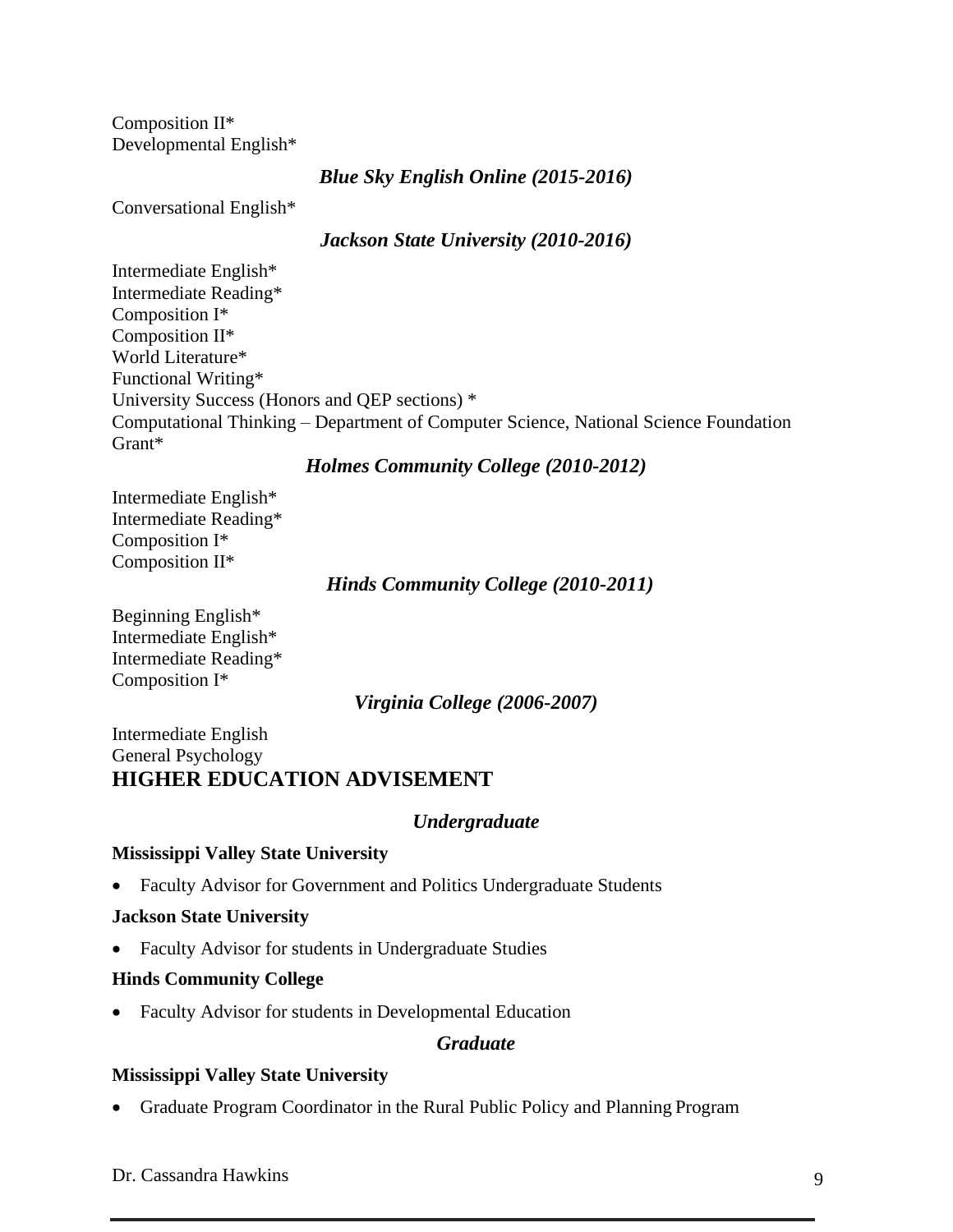Composition II*
Developmental English*

### *Blue Sky English Online (2015-2016)*

Conversational English*

### *Jackson State University (2010-2016)*

Intermediate English*
Intermediate Reading*
Composition I*
Composition II*
World Literature*
Functional Writing*
University Success (Honors and QEP sections) *
Computational Thinking – Department of Computer Science, National Science Foundation Grant*

### *Holmes Community College (2010-2012)*

Intermediate English*
Intermediate Reading*
Composition I*
Composition II*

### *Hinds Community College (2010-2011)*

Beginning English*
Intermediate English*
Intermediate Reading*
Composition I*

### *Virginia College (2006-2007)*

Intermediate English
General Psychology

## HIGHER EDUCATION ADVISEMENT

### *Undergraduate*

**Mississippi Valley State University**

- Faculty Advisor for Government and Politics Undergraduate Students

**Jackson State University**

- Faculty Advisor for students in Undergraduate Studies

**Hinds Community College**

- Faculty Advisor for students in Developmental Education

### *Graduate*

**Mississippi Valley State University**

- Graduate Program Coordinator in the Rural Public Policy and Planning Program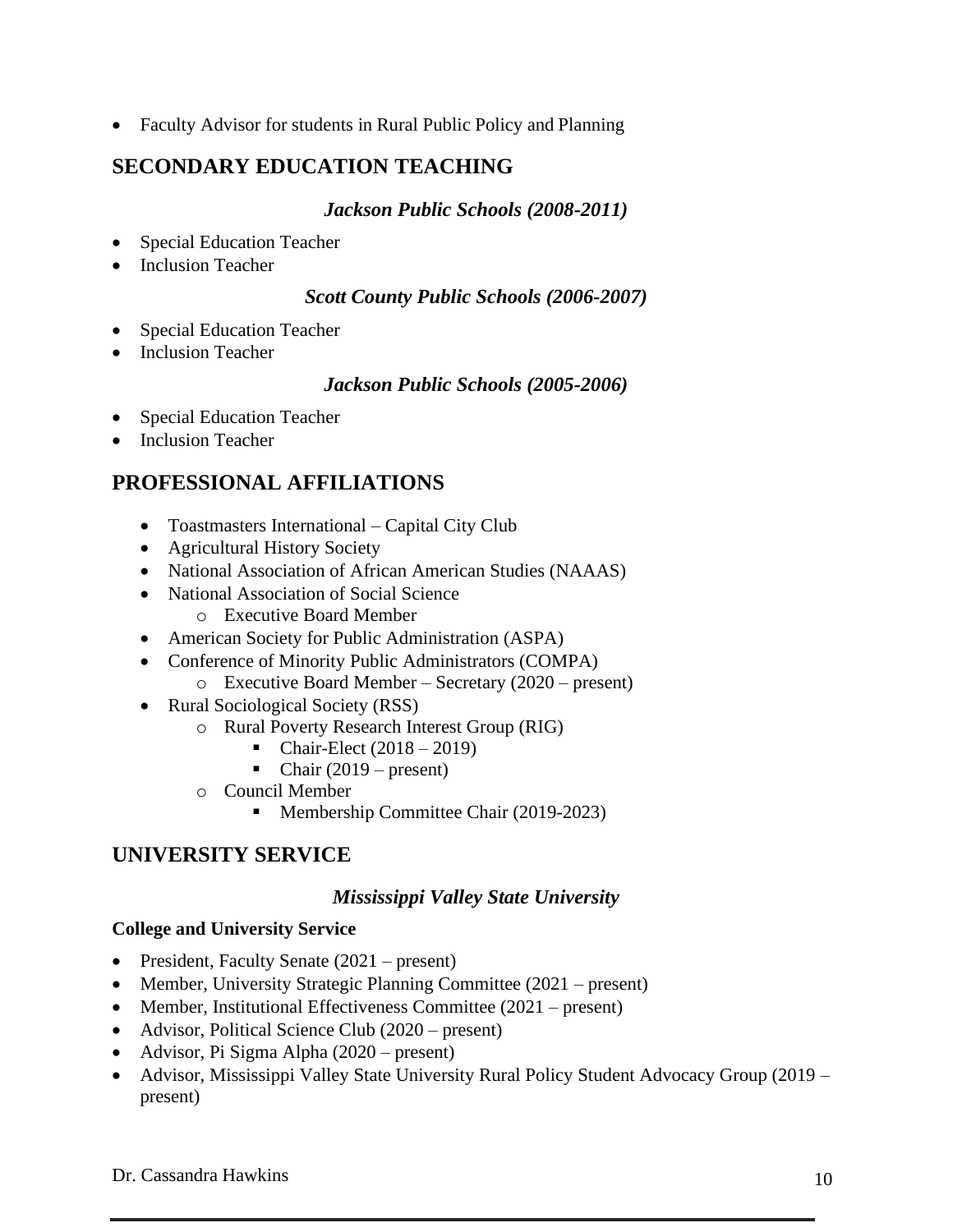- Faculty Advisor for students in Rural Public Policy and Planning

## SECONDARY EDUCATION TEACHING

### *Jackson Public Schools (2008-2011)*

- Special Education Teacher
- Inclusion Teacher

### *Scott County Public Schools (2006-2007)*

- Special Education Teacher
- Inclusion Teacher

### *Jackson Public Schools (2005-2006)*

- Special Education Teacher
- Inclusion Teacher

## PROFESSIONAL AFFILIATIONS

- Toastmasters International – Capital City Club
- Agricultural History Society
- National Association of African American Studies (NAAAS)
- National Association of Social Science
  - Executive Board Member
- American Society for Public Administration (ASPA)
- Conference of Minority Public Administrators (COMPA)
  - Executive Board Member – Secretary (2020 – present)
- Rural Sociological Society (RSS)
  - Rural Poverty Research Interest Group (RIG)
    - Chair-Elect (2018 – 2019)
    - Chair (2019 – present)
  - Council Member
    - Membership Committee Chair (2019-2023)

## UNIVERSITY SERVICE

### *Mississippi Valley State University*

**College and University Service**

- President, Faculty Senate (2021 – present)
- Member, University Strategic Planning Committee (2021 – present)
- Member, Institutional Effectiveness Committee (2021 – present)
- Advisor, Political Science Club (2020 – present)
- Advisor, Pi Sigma Alpha (2020 – present)
- Advisor, Mississippi Valley State University Rural Policy Student Advocacy Group (2019 – present)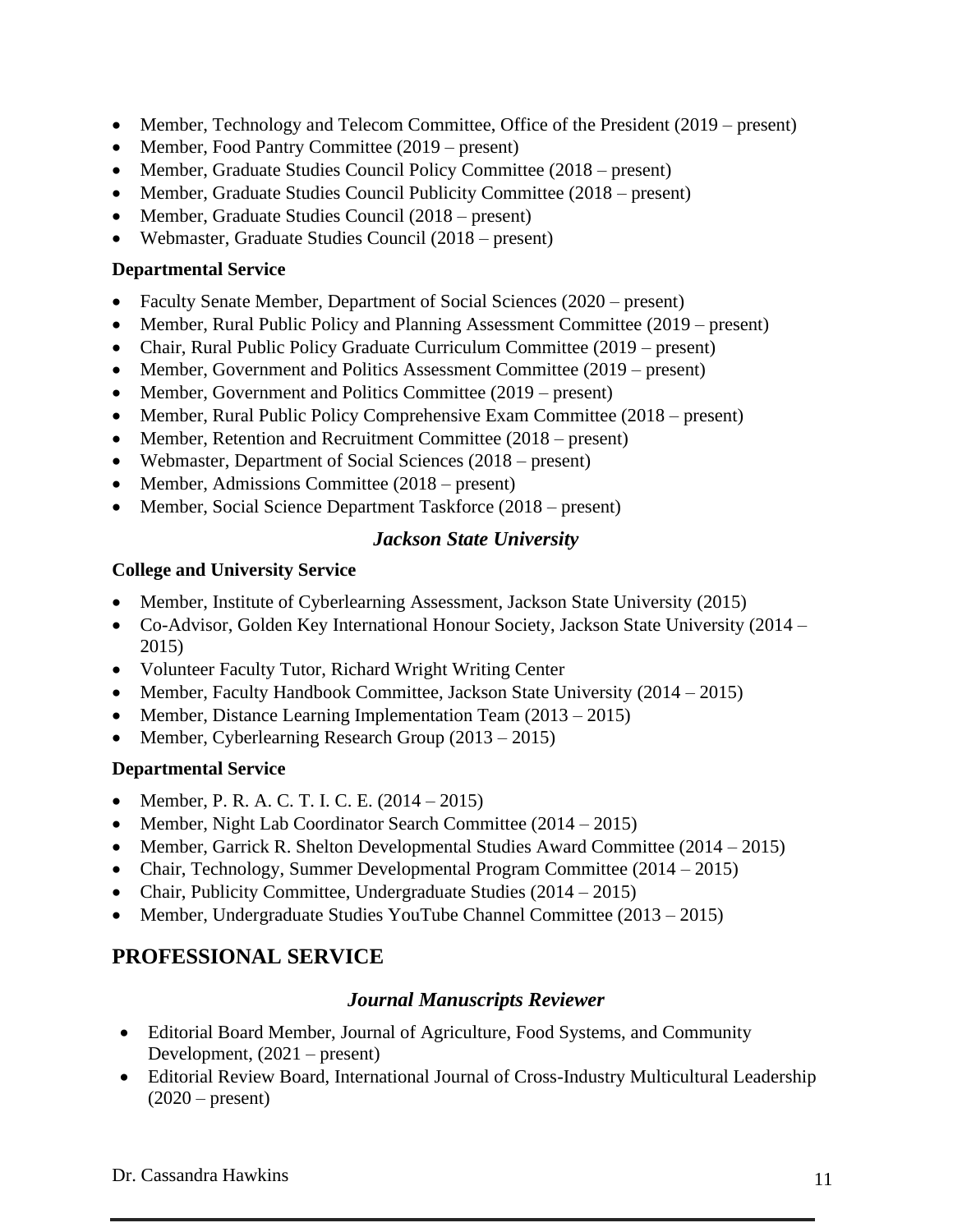- Member, Technology and Telecom Committee, Office of the President (2019 – present)
- Member, Food Pantry Committee (2019 – present)
- Member, Graduate Studies Council Policy Committee (2018 – present)
- Member, Graduate Studies Council Publicity Committee (2018 – present)
- Member, Graduate Studies Council (2018 – present)
- Webmaster, Graduate Studies Council (2018 – present)

**Departmental Service**

- Faculty Senate Member, Department of Social Sciences (2020 – present)
- Member, Rural Public Policy and Planning Assessment Committee (2019 – present)
- Chair, Rural Public Policy Graduate Curriculum Committee (2019 – present)
- Member, Government and Politics Assessment Committee (2019 – present)
- Member, Government and Politics Committee (2019 – present)
- Member, Rural Public Policy Comprehensive Exam Committee (2018 – present)
- Member, Retention and Recruitment Committee (2018 – present)
- Webmaster, Department of Social Sciences (2018 – present)
- Member, Admissions Committee (2018 – present)
- Member, Social Science Department Taskforce (2018 – present)

### *Jackson State University*

**College and University Service**

- Member, Institute of Cyberlearning Assessment, Jackson State University (2015)
- Co-Advisor, Golden Key International Honour Society, Jackson State University (2014 – 2015)
- Volunteer Faculty Tutor, Richard Wright Writing Center
- Member, Faculty Handbook Committee, Jackson State University (2014 – 2015)
- Member, Distance Learning Implementation Team (2013 – 2015)
- Member, Cyberlearning Research Group (2013 – 2015)

**Departmental Service**

- Member, P. R. A. C. T. I. C. E. (2014 – 2015)
- Member, Night Lab Coordinator Search Committee (2014 – 2015)
- Member, Garrick R. Shelton Developmental Studies Award Committee (2014 – 2015)
- Chair, Technology, Summer Developmental Program Committee (2014 – 2015)
- Chair, Publicity Committee, Undergraduate Studies (2014 – 2015)
- Member, Undergraduate Studies YouTube Channel Committee (2013 – 2015)

## PROFESSIONAL SERVICE

### *Journal Manuscripts Reviewer*

- Editorial Board Member, Journal of Agriculture, Food Systems, and Community Development, (2021 – present)
- Editorial Review Board, International Journal of Cross-Industry Multicultural Leadership (2020 – present)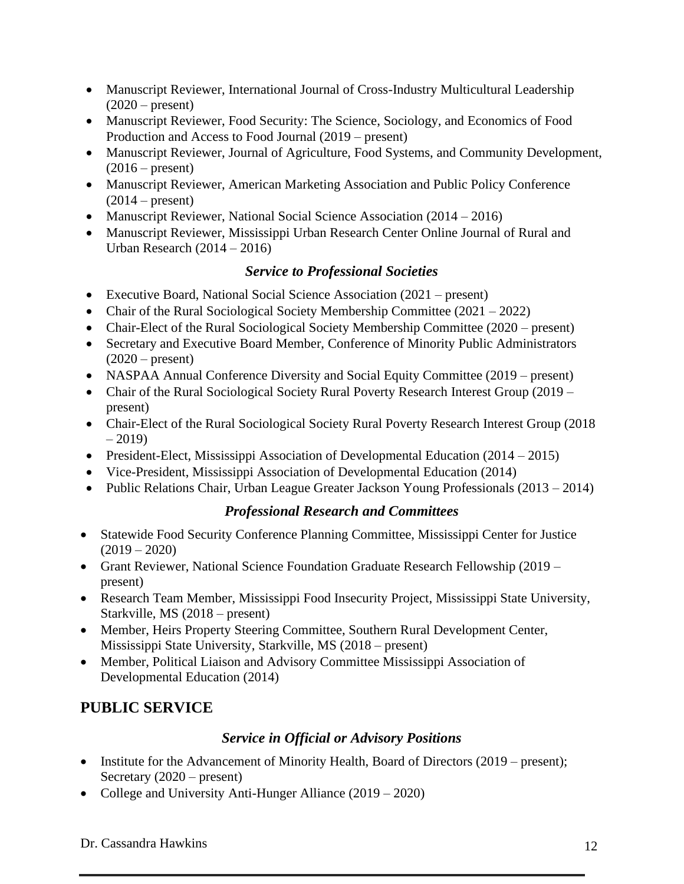- Manuscript Reviewer, International Journal of Cross-Industry Multicultural Leadership (2020 – present)
- Manuscript Reviewer, Food Security: The Science, Sociology, and Economics of Food Production and Access to Food Journal (2019 – present)
- Manuscript Reviewer, Journal of Agriculture, Food Systems, and Community Development, (2016 – present)
- Manuscript Reviewer, American Marketing Association and Public Policy Conference (2014 – present)
- Manuscript Reviewer, National Social Science Association (2014 – 2016)
- Manuscript Reviewer, Mississippi Urban Research Center Online Journal of Rural and Urban Research (2014 – 2016)

### *Service to Professional Societies*

- Executive Board, National Social Science Association (2021 – present)
- Chair of the Rural Sociological Society Membership Committee (2021 – 2022)
- Chair-Elect of the Rural Sociological Society Membership Committee (2020 – present)
- Secretary and Executive Board Member, Conference of Minority Public Administrators (2020 – present)
- NASPAA Annual Conference Diversity and Social Equity Committee (2019 – present)
- Chair of the Rural Sociological Society Rural Poverty Research Interest Group (2019 – present)
- Chair-Elect of the Rural Sociological Society Rural Poverty Research Interest Group (2018 – 2019)
- President-Elect, Mississippi Association of Developmental Education (2014 – 2015)
- Vice-President, Mississippi Association of Developmental Education (2014)
- Public Relations Chair, Urban League Greater Jackson Young Professionals (2013 – 2014)

### *Professional Research and Committees*

- Statewide Food Security Conference Planning Committee, Mississippi Center for Justice (2019 – 2020)
- Grant Reviewer, National Science Foundation Graduate Research Fellowship (2019 – present)
- Research Team Member, Mississippi Food Insecurity Project, Mississippi State University, Starkville, MS (2018 – present)
- Member, Heirs Property Steering Committee, Southern Rural Development Center, Mississippi State University, Starkville, MS (2018 – present)
- Member, Political Liaison and Advisory Committee Mississippi Association of Developmental Education (2014)

## PUBLIC SERVICE

### *Service in Official or Advisory Positions*

- Institute for the Advancement of Minority Health, Board of Directors (2019 – present); Secretary (2020 – present)
- College and University Anti-Hunger Alliance (2019 – 2020)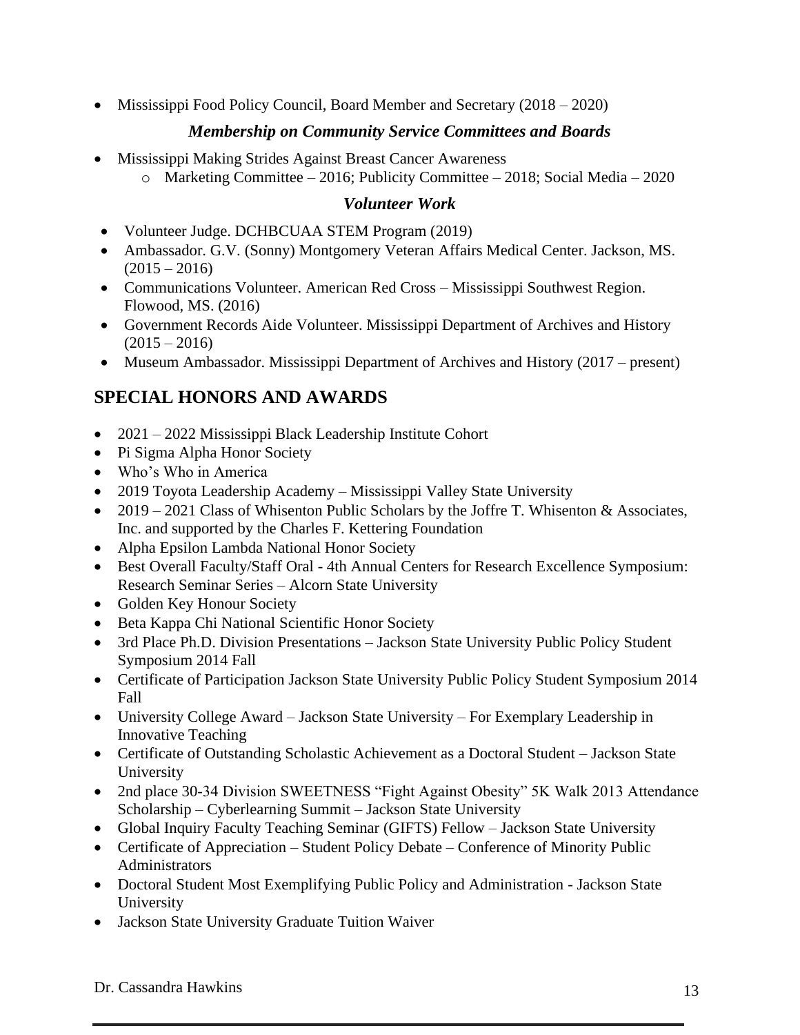- Mississippi Food Policy Council, Board Member and Secretary (2018 – 2020)

### *Membership on Community Service Committees and Boards*

- Mississippi Making Strides Against Breast Cancer Awareness
  - Marketing Committee – 2016; Publicity Committee – 2018; Social Media – 2020

### *Volunteer Work*

- Volunteer Judge. DCHBCUAA STEM Program (2019)
- Ambassador. G.V. (Sonny) Montgomery Veteran Affairs Medical Center. Jackson, MS. (2015 – 2016)
- Communications Volunteer. American Red Cross – Mississippi Southwest Region. Flowood, MS. (2016)
- Government Records Aide Volunteer. Mississippi Department of Archives and History (2015 – 2016)
- Museum Ambassador. Mississippi Department of Archives and History (2017 – present)

## SPECIAL HONORS AND AWARDS

- 2021 – 2022 Mississippi Black Leadership Institute Cohort
- Pi Sigma Alpha Honor Society
- Who's Who in America
- 2019 Toyota Leadership Academy – Mississippi Valley State University
- 2019 – 2021 Class of Whisenton Public Scholars by the Joffre T. Whisenton & Associates, Inc. and supported by the Charles F. Kettering Foundation
- Alpha Epsilon Lambda National Honor Society
- Best Overall Faculty/Staff Oral - 4th Annual Centers for Research Excellence Symposium: Research Seminar Series – Alcorn State University
- Golden Key Honour Society
- Beta Kappa Chi National Scientific Honor Society
- 3rd Place Ph.D. Division Presentations – Jackson State University Public Policy Student Symposium 2014 Fall
- Certificate of Participation Jackson State University Public Policy Student Symposium 2014 Fall
- University College Award – Jackson State University – For Exemplary Leadership in Innovative Teaching
- Certificate of Outstanding Scholastic Achievement as a Doctoral Student – Jackson State University
- 2nd place 30-34 Division SWEETNESS "Fight Against Obesity" 5K Walk 2013 Attendance Scholarship – Cyberlearning Summit – Jackson State University
- Global Inquiry Faculty Teaching Seminar (GIFTS) Fellow – Jackson State University
- Certificate of Appreciation – Student Policy Debate – Conference of Minority Public Administrators
- Doctoral Student Most Exemplifying Public Policy and Administration - Jackson State University
- Jackson State University Graduate Tuition Waiver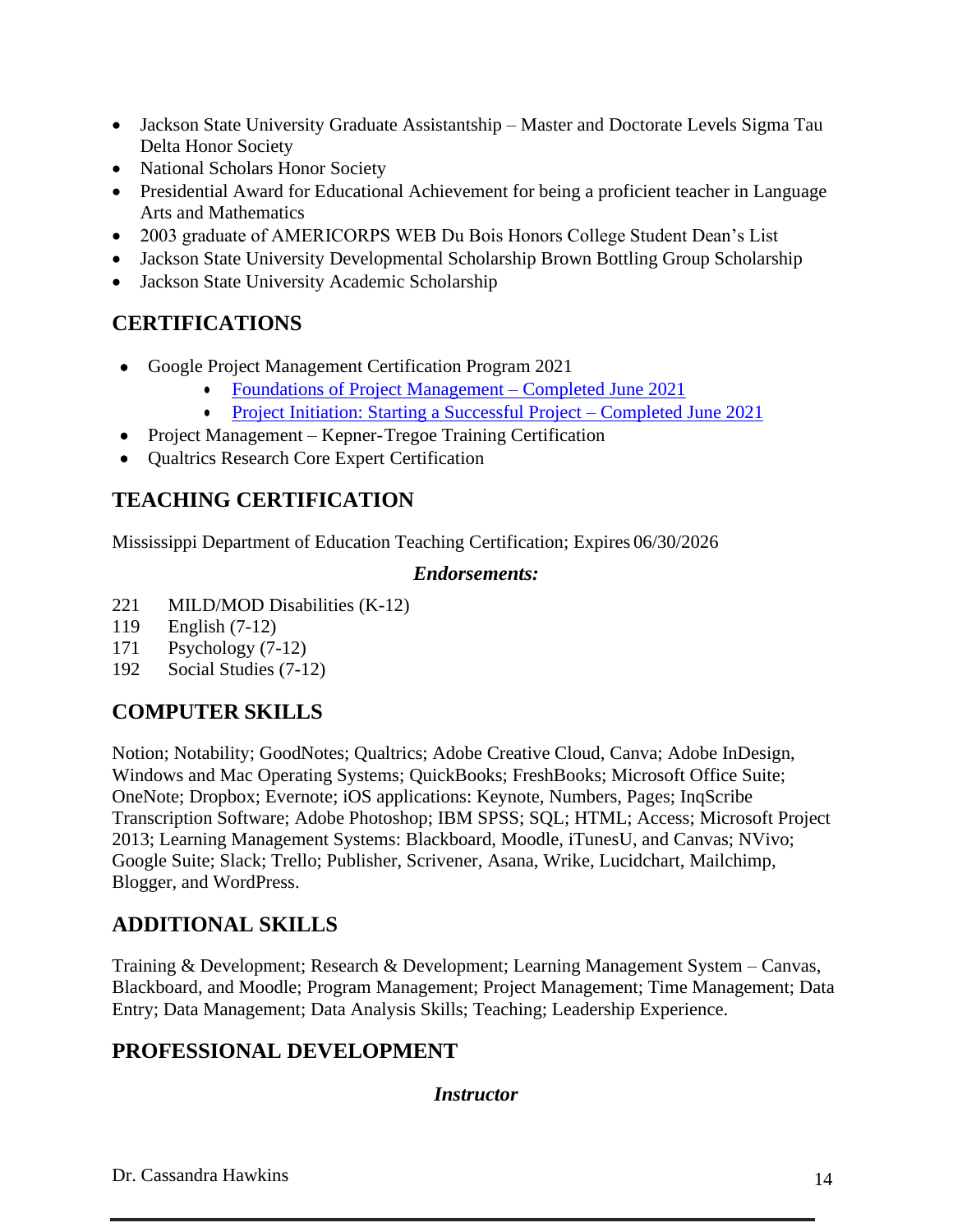- Jackson State University Graduate Assistantship – Master and Doctorate Levels Sigma Tau Delta Honor Society
- National Scholars Honor Society
- Presidential Award for Educational Achievement for being a proficient teacher in Language Arts and Mathematics
- 2003 graduate of AMERICORPS WEB Du Bois Honors College Student Dean's List
- Jackson State University Developmental Scholarship Brown Bottling Group Scholarship
- Jackson State University Academic Scholarship

## CERTIFICATIONS

- Google Project Management Certification Program 2021
  - Foundations of Project Management – Completed June 2021
  - Project Initiation: Starting a Successful Project – Completed June 2021
- Project Management – Kepner-Tregoe Training Certification
- Qualtrics Research Core Expert Certification

## TEACHING CERTIFICATION

Mississippi Department of Education Teaching Certification; Expires 06/30/2026

***Endorsements:***

221 MILD/MOD Disabilities (K-12)
119 English (7-12)
171 Psychology (7-12)
192 Social Studies (7-12)

## COMPUTER SKILLS

Notion; Notability; GoodNotes; Qualtrics; Adobe Creative Cloud, Canva; Adobe InDesign, Windows and Mac Operating Systems; QuickBooks; FreshBooks; Microsoft Office Suite; OneNote; Dropbox; Evernote; iOS applications: Keynote, Numbers, Pages; InqScribe Transcription Software; Adobe Photoshop; IBM SPSS; SQL; HTML; Access; Microsoft Project 2013; Learning Management Systems: Blackboard, Moodle, iTunesU, and Canvas; NVivo; Google Suite; Slack; Trello; Publisher, Scrivener, Asana, Wrike, Lucidchart, Mailchimp, Blogger, and WordPress.

## ADDITIONAL SKILLS

Training & Development; Research & Development; Learning Management System – Canvas, Blackboard, and Moodle; Program Management; Project Management; Time Management; Data Entry; Data Management; Data Analysis Skills; Teaching; Leadership Experience.

## PROFESSIONAL DEVELOPMENT

***Instructor***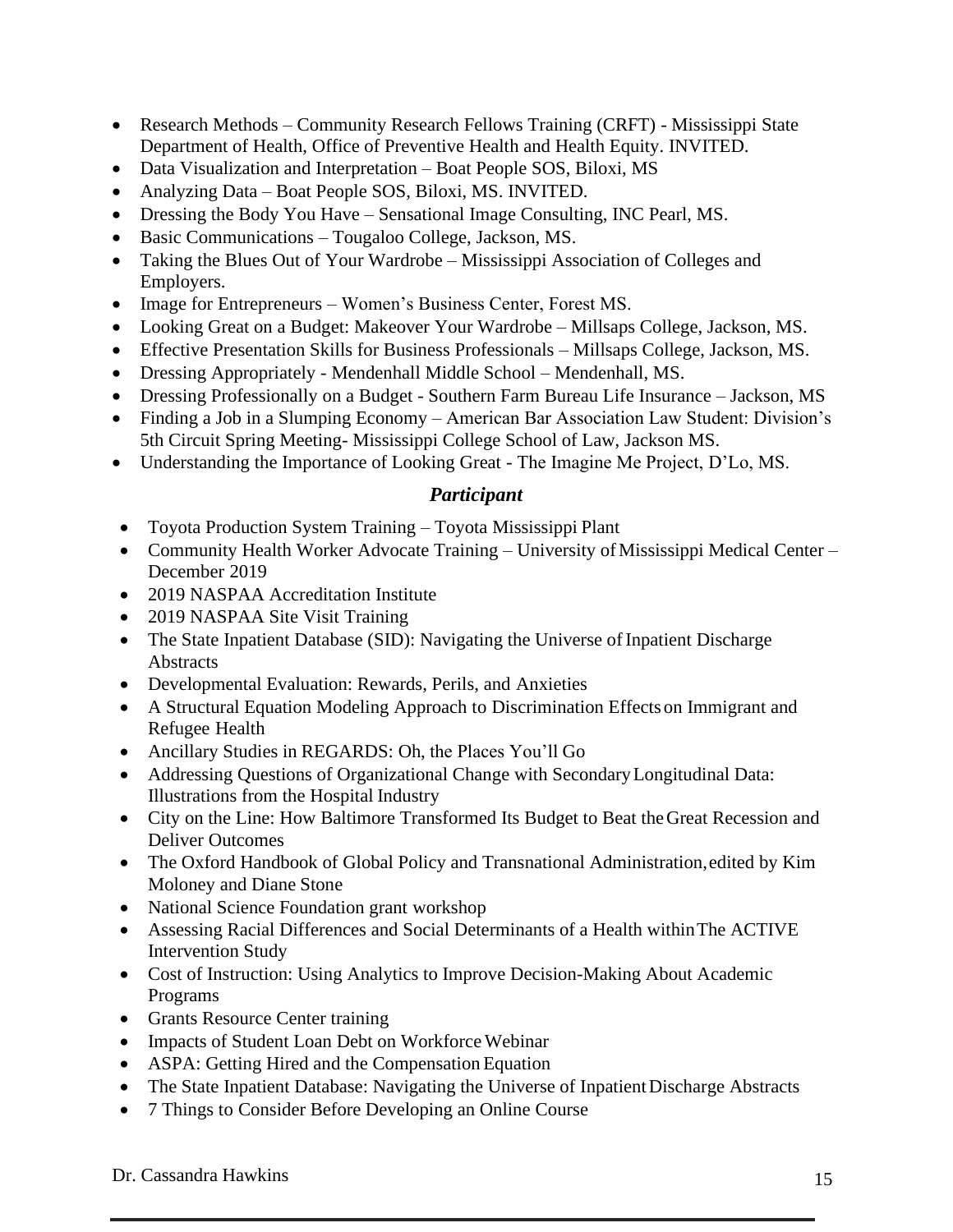- Research Methods – Community Research Fellows Training (CRFT) - Mississippi State Department of Health, Office of Preventive Health and Health Equity. INVITED.
- Data Visualization and Interpretation – Boat People SOS, Biloxi, MS
- Analyzing Data – Boat People SOS, Biloxi, MS. INVITED.
- Dressing the Body You Have – Sensational Image Consulting, INC Pearl, MS.
- Basic Communications – Tougaloo College, Jackson, MS.
- Taking the Blues Out of Your Wardrobe – Mississippi Association of Colleges and Employers.
- Image for Entrepreneurs – Women's Business Center, Forest MS.
- Looking Great on a Budget: Makeover Your Wardrobe – Millsaps College, Jackson, MS.
- Effective Presentation Skills for Business Professionals – Millsaps College, Jackson, MS.
- Dressing Appropriately - Mendenhall Middle School – Mendenhall, MS.
- Dressing Professionally on a Budget - Southern Farm Bureau Life Insurance – Jackson, MS
- Finding a Job in a Slumping Economy – American Bar Association Law Student: Division's 5th Circuit Spring Meeting- Mississippi College School of Law, Jackson MS.
- Understanding the Importance of Looking Great - The Imagine Me Project, D'Lo, MS.

### *Participant*

- Toyota Production System Training – Toyota Mississippi Plant
- Community Health Worker Advocate Training – University of Mississippi Medical Center – December 2019
- 2019 NASPAA Accreditation Institute
- 2019 NASPAA Site Visit Training
- The State Inpatient Database (SID): Navigating the Universe of Inpatient Discharge Abstracts
- Developmental Evaluation: Rewards, Perils, and Anxieties
- A Structural Equation Modeling Approach to Discrimination Effects on Immigrant and Refugee Health
- Ancillary Studies in REGARDS: Oh, the Places You'll Go
- Addressing Questions of Organizational Change with Secondary Longitudinal Data: Illustrations from the Hospital Industry
- City on the Line: How Baltimore Transformed Its Budget to Beat the Great Recession and Deliver Outcomes
- The Oxford Handbook of Global Policy and Transnational Administration, edited by Kim Moloney and Diane Stone
- National Science Foundation grant workshop
- Assessing Racial Differences and Social Determinants of a Health within The ACTIVE Intervention Study
- Cost of Instruction: Using Analytics to Improve Decision-Making About Academic Programs
- Grants Resource Center training
- Impacts of Student Loan Debt on Workforce Webinar
- ASPA: Getting Hired and the Compensation Equation
- The State Inpatient Database: Navigating the Universe of Inpatient Discharge Abstracts
- 7 Things to Consider Before Developing an Online Course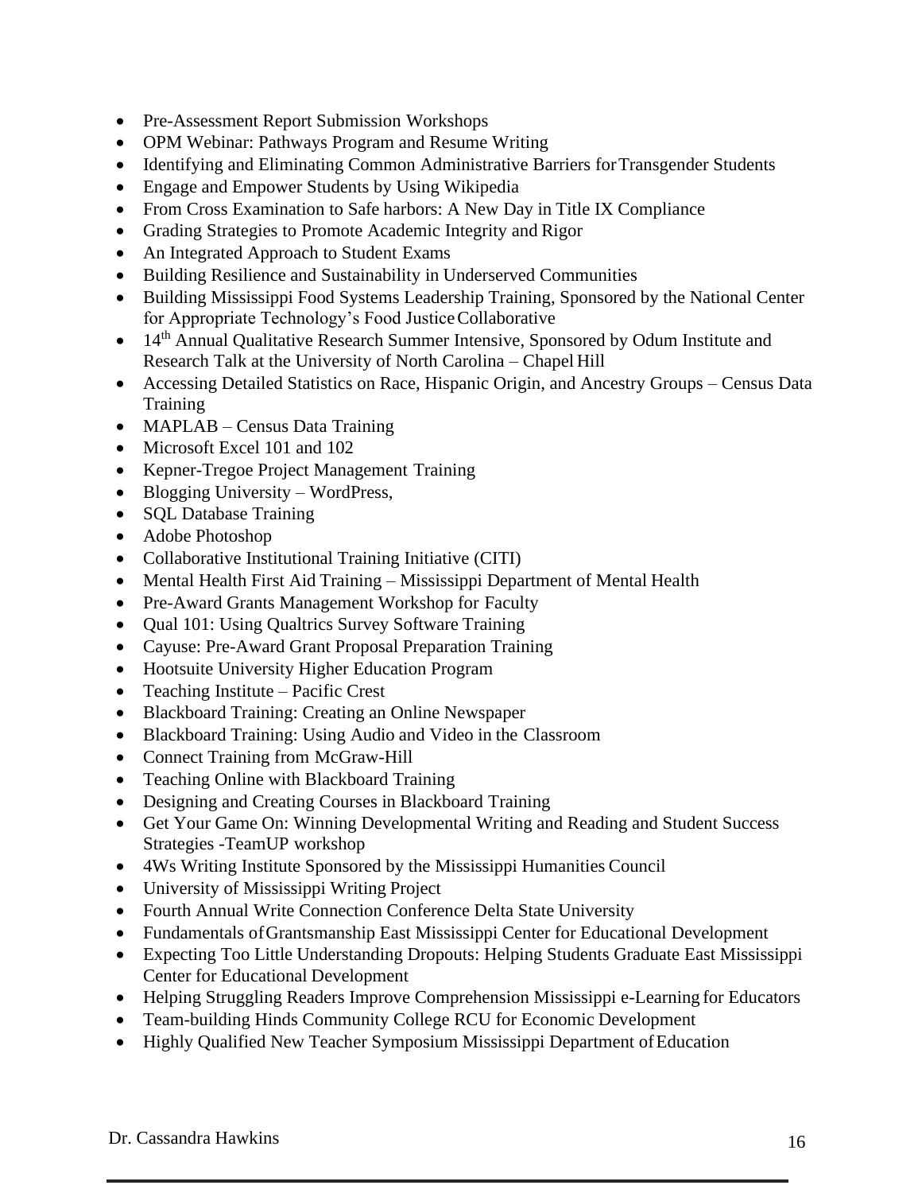- Pre-Assessment Report Submission Workshops
- OPM Webinar: Pathways Program and Resume Writing
- Identifying and Eliminating Common Administrative Barriers for Transgender Students
- Engage and Empower Students by Using Wikipedia
- From Cross Examination to Safe harbors: A New Day in Title IX Compliance
- Grading Strategies to Promote Academic Integrity and Rigor
- An Integrated Approach to Student Exams
- Building Resilience and Sustainability in Underserved Communities
- Building Mississippi Food Systems Leadership Training, Sponsored by the National Center for Appropriate Technology's Food Justice Collaborative
- 14th Annual Qualitative Research Summer Intensive, Sponsored by Odum Institute and Research Talk at the University of North Carolina – Chapel Hill
- Accessing Detailed Statistics on Race, Hispanic Origin, and Ancestry Groups – Census Data Training
- MAPLAB – Census Data Training
- Microsoft Excel 101 and 102
- Kepner-Tregoe Project Management Training
- Blogging University – WordPress,
- SQL Database Training
- Adobe Photoshop
- Collaborative Institutional Training Initiative (CITI)
- Mental Health First Aid Training – Mississippi Department of Mental Health
- Pre-Award Grants Management Workshop for Faculty
- Qual 101: Using Qualtrics Survey Software Training
- Cayuse: Pre-Award Grant Proposal Preparation Training
- Hootsuite University Higher Education Program
- Teaching Institute – Pacific Crest
- Blackboard Training: Creating an Online Newspaper
- Blackboard Training: Using Audio and Video in the Classroom
- Connect Training from McGraw-Hill
- Teaching Online with Blackboard Training
- Designing and Creating Courses in Blackboard Training
- Get Your Game On: Winning Developmental Writing and Reading and Student Success Strategies -TeamUP workshop
- 4Ws Writing Institute Sponsored by the Mississippi Humanities Council
- University of Mississippi Writing Project
- Fourth Annual Write Connection Conference Delta State University
- Fundamentals of Grantsmanship East Mississippi Center for Educational Development
- Expecting Too Little Understanding Dropouts: Helping Students Graduate East Mississippi Center for Educational Development
- Helping Struggling Readers Improve Comprehension Mississippi e-Learning for Educators
- Team-building Hinds Community College RCU for Economic Development
- Highly Qualified New Teacher Symposium Mississippi Department of Education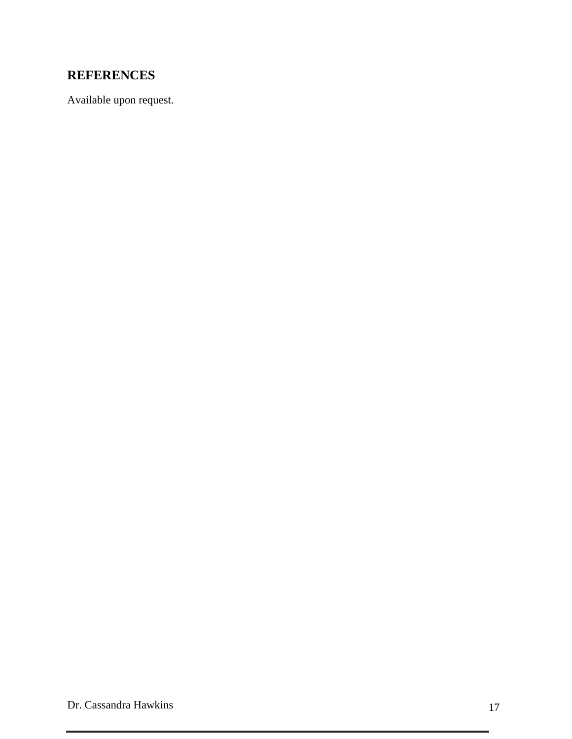## REFERENCES

Available upon request.